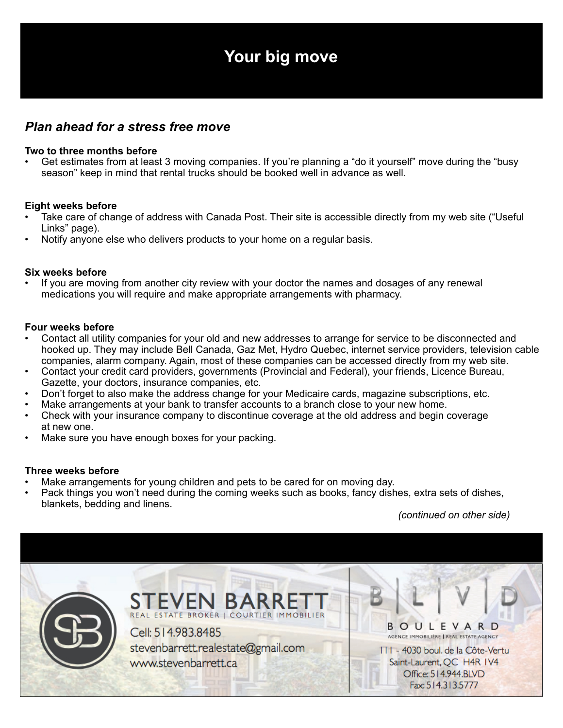# Your big move

## *Plan ahead for a stress free move*

**Two to three months before**

- Get estimates from at least 3 moving companies. If you're planning a "do it yourself" move during the "busy season" keep in mind that rental trucks should be booked well in advance as well.

**Eight weeks before**

- Take care of change of address with Canada Post. Their site is accessible directly from my web site ("Useful Links" page).
- Notify anyone else who delivers products to your home on a regular basis.

**Six weeks before**

- If you are moving from another city review with your doctor the names and dosages of any renewal medications you will require and make appropriate arrangements with pharmacy.

**Four weeks before**

- Contact all utility companies for your old and new addresses to arrange for service to be disconnected and hooked up. They may include Bell Canada, Gaz Met, Hydro Quebec, internet service providers, television cable companies, alarm company. Again, most of these companies can be accessed directly from my web site.
- Contact your credit card providers, governments (Provincial and Federal), your friends, Licence Bureau, Gazette, your doctors, insurance companies, etc.
- Don't forget to also make the address change for your Medicaire cards, magazine subscriptions, etc.
- Make arrangements at your bank to transfer accounts to a branch close to your new home.
- Check with your insurance company to discontinue coverage at the old address and begin coverage at new one.
- Make sure you have enough boxes for your packing.

**Three weeks before**

- Make arrangements for young children and pets to be cared for on moving day.
- Pack things you won't need during the coming weeks such as books, fancy dishes, extra sets of dishes, blankets, bedding and linens.

*(continued on other side)*

STEVEN BARRETT
REAL ESTATE BROKER | COURTIER IMMOBILIER
Cell: 514.983.8485
stevenbarrett.realestate@gmail.com
www.stevenbarrett.ca

B | L | V | D
BOULEVARD
AGENCE IMMOBILIÈRE | REAL ESTATE AGENCY
111 - 4030 boul. de la Côte-Vertu
Saint-Laurent, QC H4R 1V4
Office: 514.944.BLVD
Fax: 514.313.5777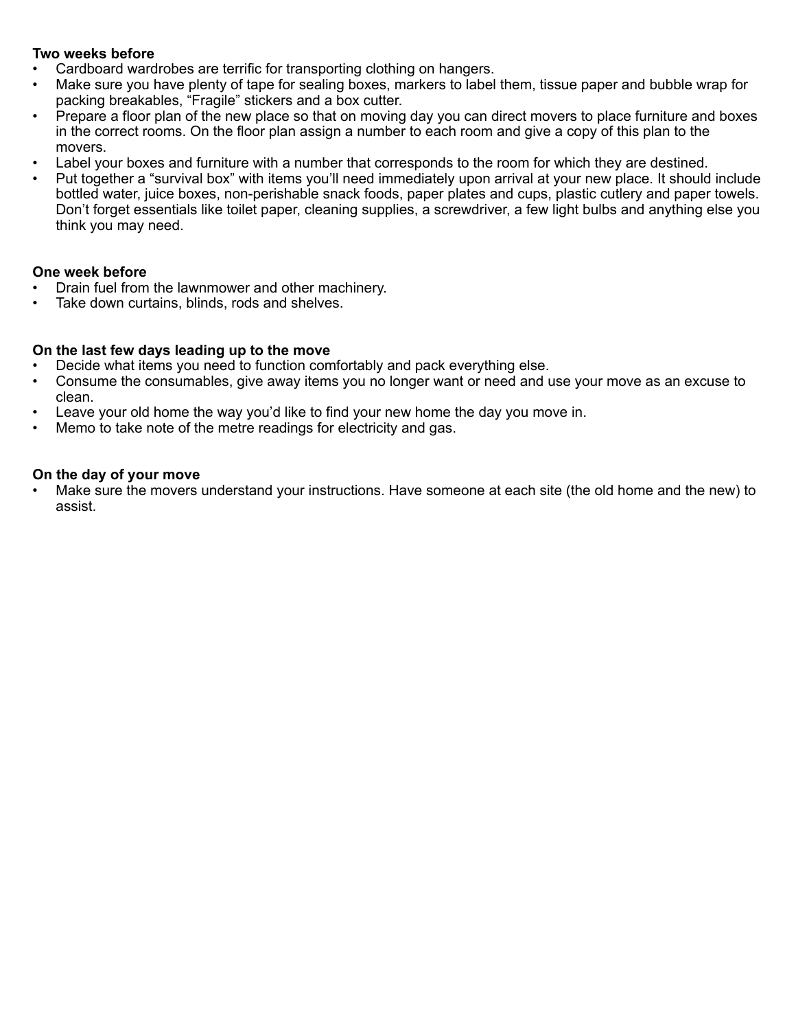**Two weeks before**

- Cardboard wardrobes are terrific for transporting clothing on hangers.
- Make sure you have plenty of tape for sealing boxes, markers to label them, tissue paper and bubble wrap for packing breakables, "Fragile" stickers and a box cutter.
- Prepare a floor plan of the new place so that on moving day you can direct movers to place furniture and boxes in the correct rooms. On the floor plan assign a number to each room and give a copy of this plan to the movers.
- Label your boxes and furniture with a number that corresponds to the room for which they are destined.
- Put together a "survival box" with items you'll need immediately upon arrival at your new place. It should include bottled water, juice boxes, non-perishable snack foods, paper plates and cups, plastic cutlery and paper towels. Don't forget essentials like toilet paper, cleaning supplies, a screwdriver, a few light bulbs and anything else you think you may need.

**One week before**

- Drain fuel from the lawnmower and other machinery.
- Take down curtains, blinds, rods and shelves.

**On the last few days leading up to the move**

- Decide what items you need to function comfortably and pack everything else.
- Consume the consumables, give away items you no longer want or need and use your move as an excuse to clean.
- Leave your old home the way you'd like to find your new home the day you move in.
- Memo to take note of the metre readings for electricity and gas.

**On the day of your move**

- Make sure the movers understand your instructions. Have someone at each site (the old home and the new) to assist.